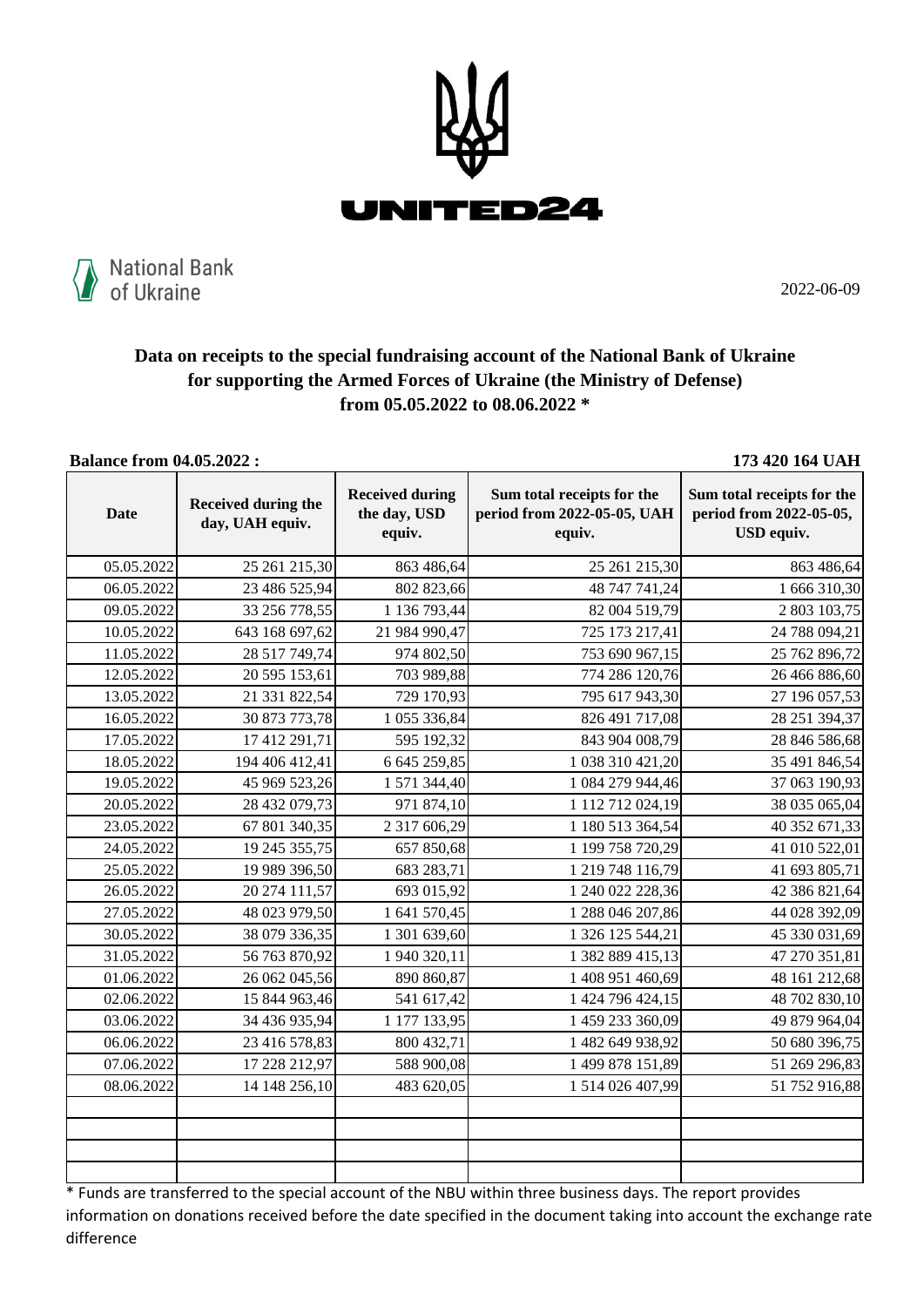UNITED24

National Bank of Ukraine

2022-06-09

## Data on receipts to the special fundraising account of the National Bank of Ukraine for supporting the Armed Forces of Ukraine (the Ministry of Defense) from 05.05.2022 to 08.06.2022 *

**Balance from 04.05.2022 :** **173 420 164 UAH**

| Date | Received during the day, UAH equiv. | Received during the day, USD equiv. | Sum total receipts for the period from 2022-05-05, UAH equiv. | Sum total receipts for the period from 2022-05-05, USD equiv. |
|---|---|---|---|---|
| 05.05.2022 | 25 261 215,30 | 863 486,64 | 25 261 215,30 | 863 486,64 |
| 06.05.2022 | 23 486 525,94 | 802 823,66 | 48 747 741,24 | 1 666 310,30 |
| 09.05.2022 | 33 256 778,55 | 1 136 793,44 | 82 004 519,79 | 2 803 103,75 |
| 10.05.2022 | 643 168 697,62 | 21 984 990,47 | 725 173 217,41 | 24 788 094,21 |
| 11.05.2022 | 28 517 749,74 | 974 802,50 | 753 690 967,15 | 25 762 896,72 |
| 12.05.2022 | 20 595 153,61 | 703 989,88 | 774 286 120,76 | 26 466 886,60 |
| 13.05.2022 | 21 331 822,54 | 729 170,93 | 795 617 943,30 | 27 196 057,53 |
| 16.05.2022 | 30 873 773,78 | 1 055 336,84 | 826 491 717,08 | 28 251 394,37 |
| 17.05.2022 | 17 412 291,71 | 595 192,32 | 843 904 008,79 | 28 846 586,68 |
| 18.05.2022 | 194 406 412,41 | 6 645 259,85 | 1 038 310 421,20 | 35 491 846,54 |
| 19.05.2022 | 45 969 523,26 | 1 571 344,40 | 1 084 279 944,46 | 37 063 190,93 |
| 20.05.2022 | 28 432 079,73 | 971 874,10 | 1 112 712 024,19 | 38 035 065,04 |
| 23.05.2022 | 67 801 340,35 | 2 317 606,29 | 1 180 513 364,54 | 40 352 671,33 |
| 24.05.2022 | 19 245 355,75 | 657 850,68 | 1 199 758 720,29 | 41 010 522,01 |
| 25.05.2022 | 19 989 396,50 | 683 283,71 | 1 219 748 116,79 | 41 693 805,71 |
| 26.05.2022 | 20 274 111,57 | 693 015,92 | 1 240 022 228,36 | 42 386 821,64 |
| 27.05.2022 | 48 023 979,50 | 1 641 570,45 | 1 288 046 207,86 | 44 028 392,09 |
| 30.05.2022 | 38 079 336,35 | 1 301 639,60 | 1 326 125 544,21 | 45 330 031,69 |
| 31.05.2022 | 56 763 870,92 | 1 940 320,11 | 1 382 889 415,13 | 47 270 351,81 |
| 01.06.2022 | 26 062 045,56 | 890 860,87 | 1 408 951 460,69 | 48 161 212,68 |
| 02.06.2022 | 15 844 963,46 | 541 617,42 | 1 424 796 424,15 | 48 702 830,10 |
| 03.06.2022 | 34 436 935,94 | 1 177 133,95 | 1 459 233 360,09 | 49 879 964,04 |
| 06.06.2022 | 23 416 578,83 | 800 432,71 | 1 482 649 938,92 | 50 680 396,75 |
| 07.06.2022 | 17 228 212,97 | 588 900,08 | 1 499 878 151,89 | 51 269 296,83 |
| 08.06.2022 | 14 148 256,10 | 483 620,05 | 1 514 026 407,99 | 51 752 916,88 |
| | | | | |
| | | | | |
| | | | | |
| | | | | |

* Funds are transferred to the special account of the NBU within three business days. The report provides information on donations received before the date specified in the document taking into account the exchange rate difference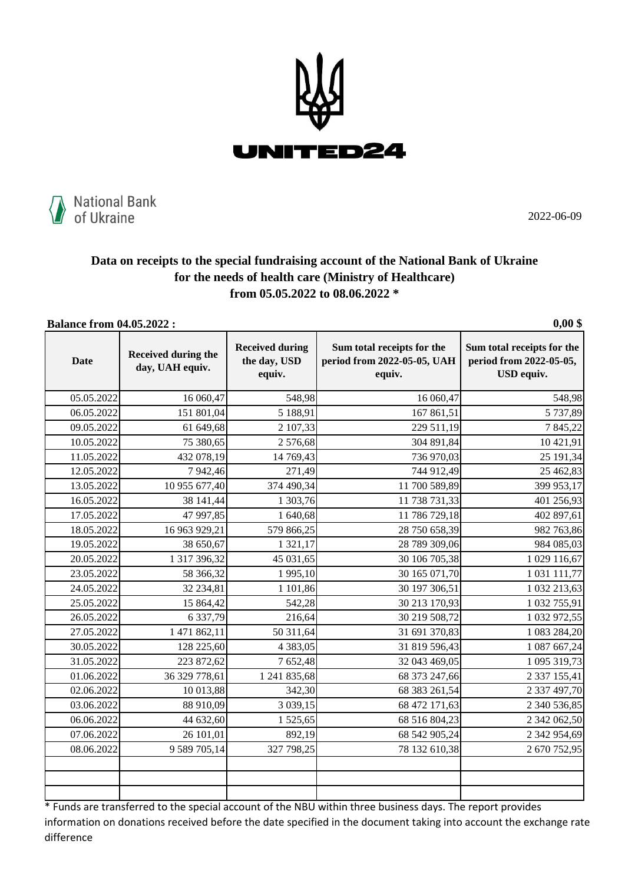UNITED24

National Bank of Ukraine

2022-06-09

## Data on receipts to the special fundraising account of the National Bank of Ukraine for the needs of health care (Ministry of Healthcare) from 05.05.2022 to 08.06.2022 *

**Balance from 04.05.2022 :** **0,00 $**

| Date | Received during the day, UAH equiv. | Received during the day, USD equiv. | Sum total receipts for the period from 2022-05-05, UAH equiv. | Sum total receipts for the period from 2022-05-05, USD equiv. |
|---|---|---|---|---|
| 05.05.2022 | 16 060,47 | 548,98 | 16 060,47 | 548,98 |
| 06.05.2022 | 151 801,04 | 5 188,91 | 167 861,51 | 5 737,89 |
| 09.05.2022 | 61 649,68 | 2 107,33 | 229 511,19 | 7 845,22 |
| 10.05.2022 | 75 380,65 | 2 576,68 | 304 891,84 | 10 421,91 |
| 11.05.2022 | 432 078,19 | 14 769,43 | 736 970,03 | 25 191,34 |
| 12.05.2022 | 7 942,46 | 271,49 | 744 912,49 | 25 462,83 |
| 13.05.2022 | 10 955 677,40 | 374 490,34 | 11 700 589,89 | 399 953,17 |
| 16.05.2022 | 38 141,44 | 1 303,76 | 11 738 731,33 | 401 256,93 |
| 17.05.2022 | 47 997,85 | 1 640,68 | 11 786 729,18 | 402 897,61 |
| 18.05.2022 | 16 963 929,21 | 579 866,25 | 28 750 658,39 | 982 763,86 |
| 19.05.2022 | 38 650,67 | 1 321,17 | 28 789 309,06 | 984 085,03 |
| 20.05.2022 | 1 317 396,32 | 45 031,65 | 30 106 705,38 | 1 029 116,67 |
| 23.05.2022 | 58 366,32 | 1 995,10 | 30 165 071,70 | 1 031 111,77 |
| 24.05.2022 | 32 234,81 | 1 101,86 | 30 197 306,51 | 1 032 213,63 |
| 25.05.2022 | 15 864,42 | 542,28 | 30 213 170,93 | 1 032 755,91 |
| 26.05.2022 | 6 337,79 | 216,64 | 30 219 508,72 | 1 032 972,55 |
| 27.05.2022 | 1 471 862,11 | 50 311,64 | 31 691 370,83 | 1 083 284,20 |
| 30.05.2022 | 128 225,60 | 4 383,05 | 31 819 596,43 | 1 087 667,24 |
| 31.05.2022 | 223 872,62 | 7 652,48 | 32 043 469,05 | 1 095 319,73 |
| 01.06.2022 | 36 329 778,61 | 1 241 835,68 | 68 373 247,66 | 2 337 155,41 |
| 02.06.2022 | 10 013,88 | 342,30 | 68 383 261,54 | 2 337 497,70 |
| 03.06.2022 | 88 910,09 | 3 039,15 | 68 472 171,63 | 2 340 536,85 |
| 06.06.2022 | 44 632,60 | 1 525,65 | 68 516 804,23 | 2 342 062,50 |
| 07.06.2022 | 26 101,01 | 892,19 | 68 542 905,24 | 2 342 954,69 |
| 08.06.2022 | 9 589 705,14 | 327 798,25 | 78 132 610,38 | 2 670 752,95 |
| | | | | |
| | | | | |
| | | | | |

* Funds are transferred to the special account of the NBU within three business days. The report provides information on donations received before the date specified in the document taking into account the exchange rate difference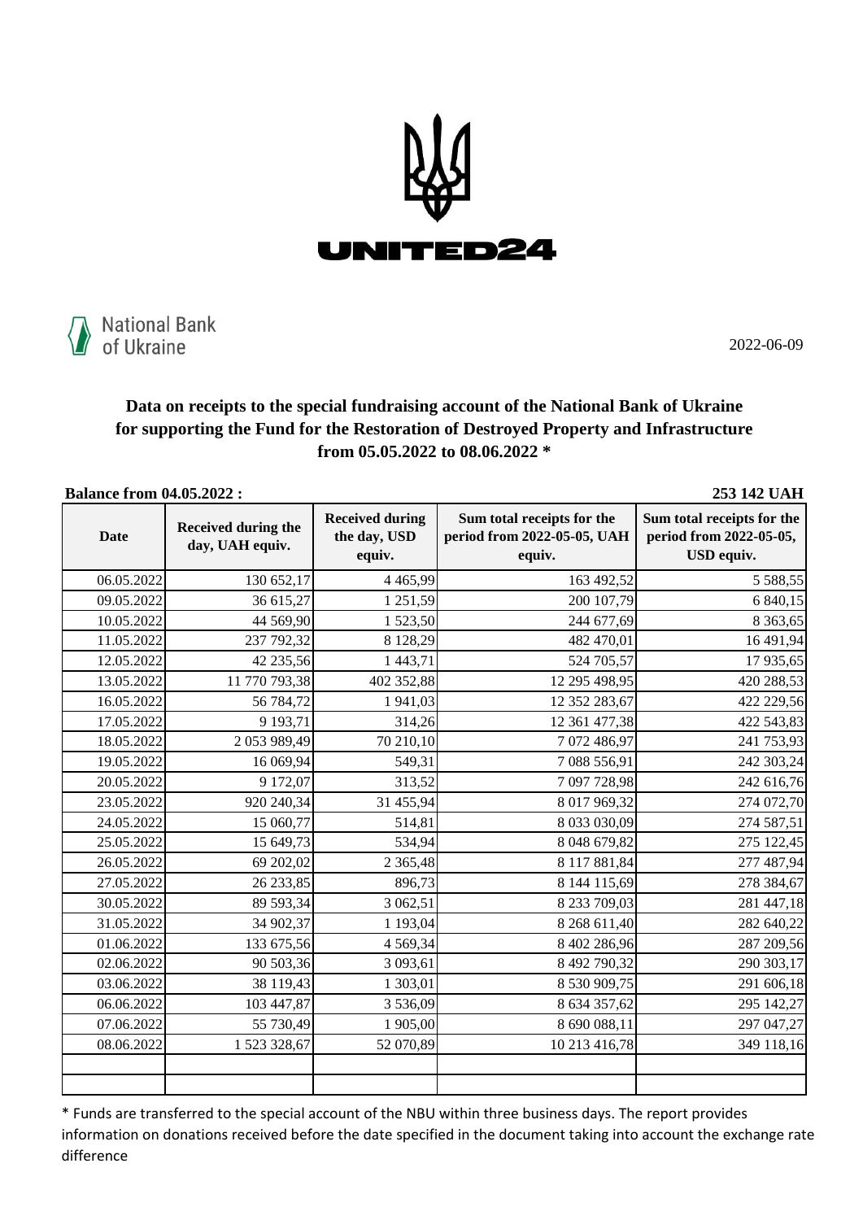UNITED24

National Bank of Ukraine

2022-06-09

**Data on receipts to the special fundraising account of the National Bank of Ukraine for supporting the Fund for the Restoration of Destroyed Property and Infrastructure from 05.05.2022 to 08.06.2022 \***

**Balance from 04.05.2022 :** **253 142 UAH**

| Date | Received during the day, UAH equiv. | Received during the day, USD equiv. | Sum total receipts for the period from 2022-05-05, UAH equiv. | Sum total receipts for the period from 2022-05-05, USD equiv. |
|---|---|---|---|---|
| 06.05.2022 | 130 652,17 | 4 465,99 | 163 492,52 | 5 588,55 |
| 09.05.2022 | 36 615,27 | 1 251,59 | 200 107,79 | 6 840,15 |
| 10.05.2022 | 44 569,90 | 1 523,50 | 244 677,69 | 8 363,65 |
| 11.05.2022 | 237 792,32 | 8 128,29 | 482 470,01 | 16 491,94 |
| 12.05.2022 | 42 235,56 | 1 443,71 | 524 705,57 | 17 935,65 |
| 13.05.2022 | 11 770 793,38 | 402 352,88 | 12 295 498,95 | 420 288,53 |
| 16.05.2022 | 56 784,72 | 1 941,03 | 12 352 283,67 | 422 229,56 |
| 17.05.2022 | 9 193,71 | 314,26 | 12 361 477,38 | 422 543,83 |
| 18.05.2022 | 2 053 989,49 | 70 210,10 | 7 072 486,97 | 241 753,93 |
| 19.05.2022 | 16 069,94 | 549,31 | 7 088 556,91 | 242 303,24 |
| 20.05.2022 | 9 172,07 | 313,52 | 7 097 728,98 | 242 616,76 |
| 23.05.2022 | 920 240,34 | 31 455,94 | 8 017 969,32 | 274 072,70 |
| 24.05.2022 | 15 060,77 | 514,81 | 8 033 030,09 | 274 587,51 |
| 25.05.2022 | 15 649,73 | 534,94 | 8 048 679,82 | 275 122,45 |
| 26.05.2022 | 69 202,02 | 2 365,48 | 8 117 881,84 | 277 487,94 |
| 27.05.2022 | 26 233,85 | 896,73 | 8 144 115,69 | 278 384,67 |
| 30.05.2022 | 89 593,34 | 3 062,51 | 8 233 709,03 | 281 447,18 |
| 31.05.2022 | 34 902,37 | 1 193,04 | 8 268 611,40 | 282 640,22 |
| 01.06.2022 | 133 675,56 | 4 569,34 | 8 402 286,96 | 287 209,56 |
| 02.06.2022 | 90 503,36 | 3 093,61 | 8 492 790,32 | 290 303,17 |
| 03.06.2022 | 38 119,43 | 1 303,01 | 8 530 909,75 | 291 606,18 |
| 06.06.2022 | 103 447,87 | 3 536,09 | 8 634 357,62 | 295 142,27 |
| 07.06.2022 | 55 730,49 | 1 905,00 | 8 690 088,11 | 297 047,27 |
| 08.06.2022 | 1 523 328,67 | 52 070,89 | 10 213 416,78 | 349 118,16 |
| | | | | |
| | | | | |

\* Funds are transferred to the special account of the NBU within three business days. The report provides information on donations received before the date specified in the document taking into account the exchange rate difference